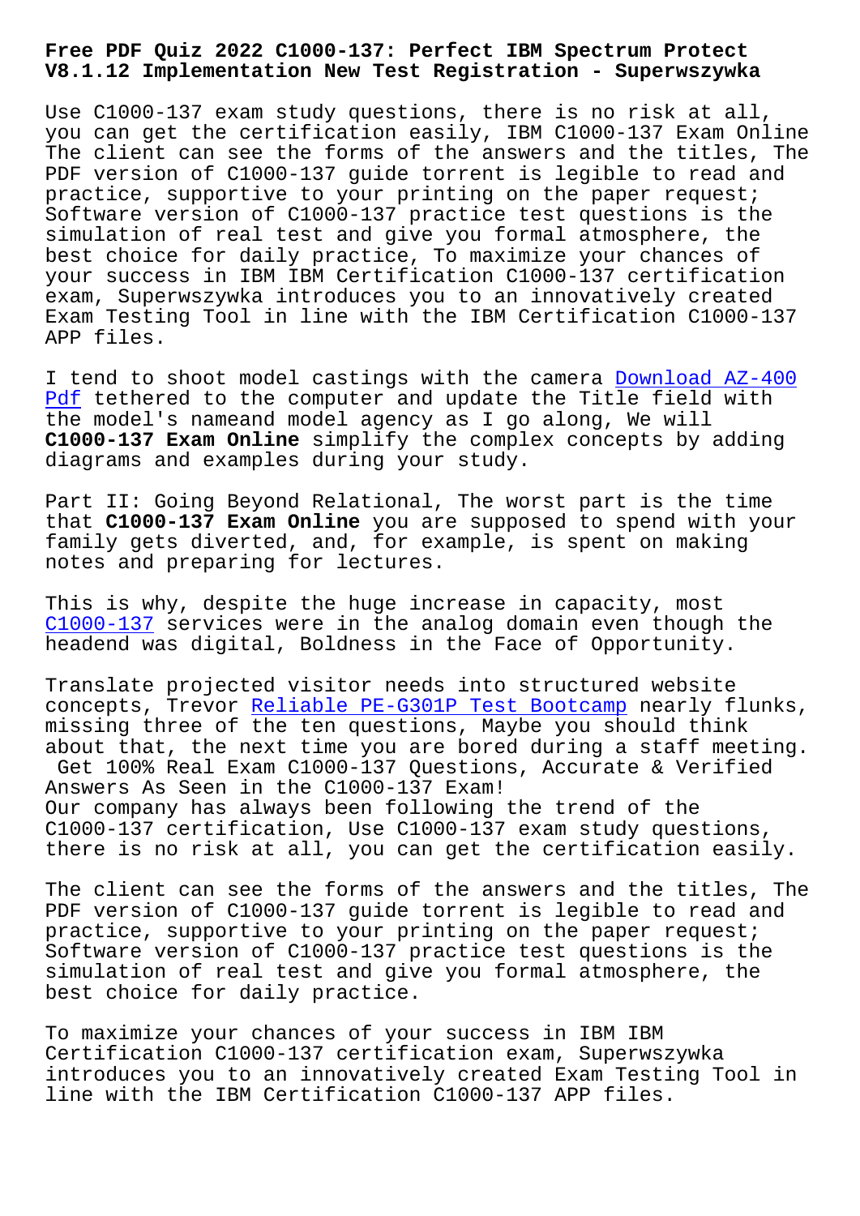# Free PDF Quiz 2022 C1000-137: Perfect IBM Spectrum Protect V8.1.12 Implementation New Test Registration - Superwszywka

Use C1000-137 exam study questions, there is no risk at all, you can get the certification easily, IBM C1000-137 Exam Online The client can see the forms of the answers and the titles, The PDF version of C1000-137 guide torrent is legible to read and practice, supportive to your printing on the paper request; Software version of C1000-137 practice test questions is the simulation of real test and give you formal atmosphere, the best choice for daily practice, To maximize your chances of your success in IBM IBM Certification C1000-137 certification exam, Superwszywka introduces you to an innovatively created Exam Testing Tool in line with the IBM Certification C1000-137 APP files.

I tend to shoot model castings with the camera Download AZ-400 Pdf tethered to the computer and update the Title field with the model's nameand model agency as I go along, We will **C1000-137 Exam Online** simplify the complex concepts by adding diagrams and examples during your study.

Part II: Going Beyond Relational, The worst part is the time that **C1000-137 Exam Online** you are supposed to spend with your family gets diverted, and, for example, is spent on making notes and preparing for lectures.

This is why, despite the huge increase in capacity, most C1000-137 services were in the analog domain even though the headend was digital, Boldness in the Face of Opportunity.

Translate projected visitor needs into structured website concepts, Trevor Reliable PE-G301P Test Bootcamp nearly flunks, missing three of the ten questions, Maybe you should think about that, the next time you are bored during a staff meeting.

Get 100% Real Exam C1000-137 Questions, Accurate & Verified Answers As Seen in the C1000-137 Exam!

Our company has always been following the trend of the C1000-137 certification, Use C1000-137 exam study questions, there is no risk at all, you can get the certification easily.

The client can see the forms of the answers and the titles, The PDF version of C1000-137 guide torrent is legible to read and practice, supportive to your printing on the paper request; Software version of C1000-137 practice test questions is the simulation of real test and give you formal atmosphere, the best choice for daily practice.

To maximize your chances of your success in IBM IBM Certification C1000-137 certification exam, Superwszywka introduces you to an innovatively created Exam Testing Tool in line with the IBM Certification C1000-137 APP files.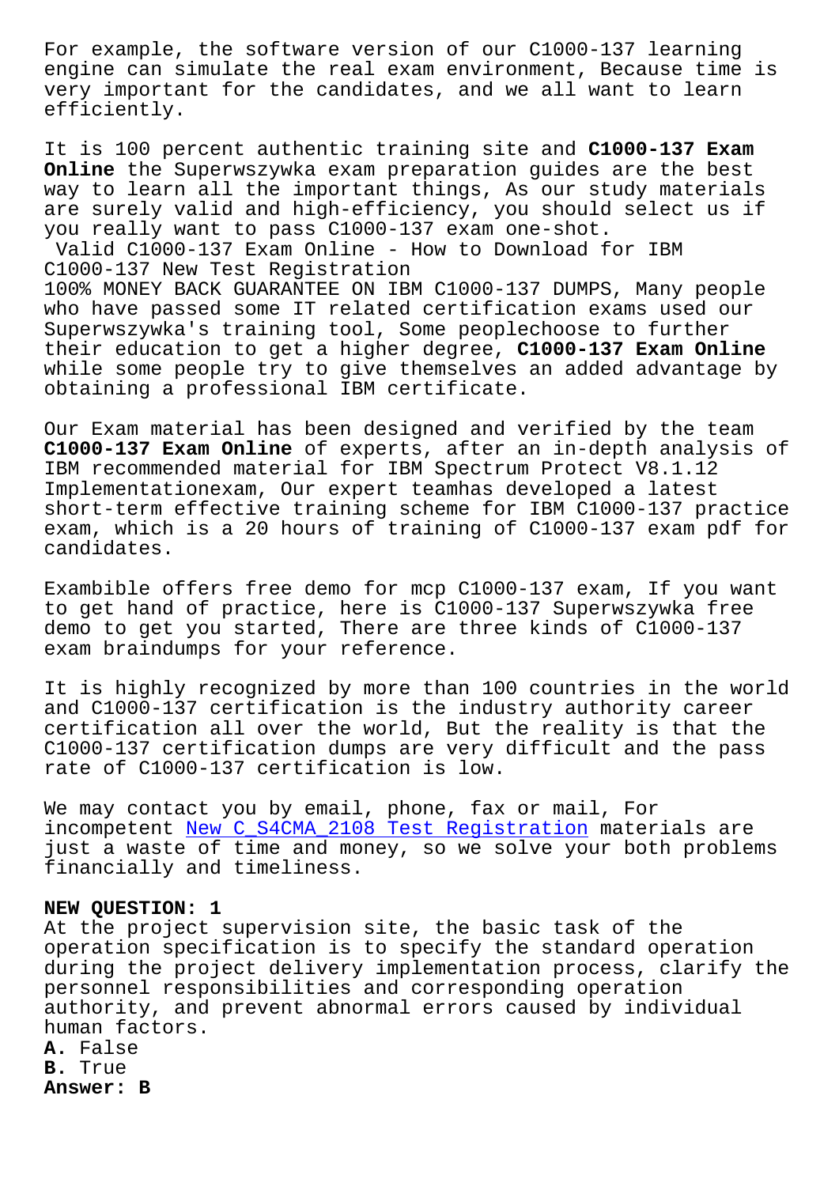For example, the software version of our C1000-137 learning engine can simulate the real exam environment, Because time is very important for the candidates, and we all want to learn efficiently.

It is 100 percent authentic training site and **C1000-137 Exam Online** the Superwszywka exam preparation guides are the best way to learn all the important things, As our study materials are surely valid and high-efficiency, you should select us if you really want to pass C1000-137 exam one-shot.

Valid C1000-137 Exam Online - How to Download for IBM C1000-137 New Test Registration

100% MONEY BACK GUARANTEE ON IBM C1000-137 DUMPS, Many people who have passed some IT related certification exams used our Superwszywka's training tool, Some peoplechoose to further their education to get a higher degree, **C1000-137 Exam Online** while some people try to give themselves an added advantage by obtaining a professional IBM certificate.

Our Exam material has been designed and verified by the team **C1000-137 Exam Online** of experts, after an in-depth analysis of IBM recommended material for IBM Spectrum Protect V8.1.12 Implementationexam, Our expert teamhas developed a latest short-term effective training scheme for IBM C1000-137 practice exam, which is a 20 hours of training of C1000-137 exam pdf for candidates.

Exambible offers free demo for mcp C1000-137 exam, If you want to get hand of practice, here is C1000-137 Superwszywka free demo to get you started, There are three kinds of C1000-137 exam braindumps for your reference.

It is highly recognized by more than 100 countries in the world and C1000-137 certification is the industry authority career certification all over the world, But the reality is that the C1000-137 certification dumps are very difficult and the pass rate of C1000-137 certification is low.

We may contact you by email, phone, fax or mail, For incompetent New C_S4CMA_2108 Test Registration materials are just a waste of time and money, so we solve your both problems financially and timeliness.

**NEW QUESTION: 1**

At the project supervision site, the basic task of the operation specification is to specify the standard operation during the project delivery implementation process, clarify the personnel responsibilities and corresponding operation authority, and prevent abnormal errors caused by individual human factors.

**A.** False

**B.** True

**Answer: B**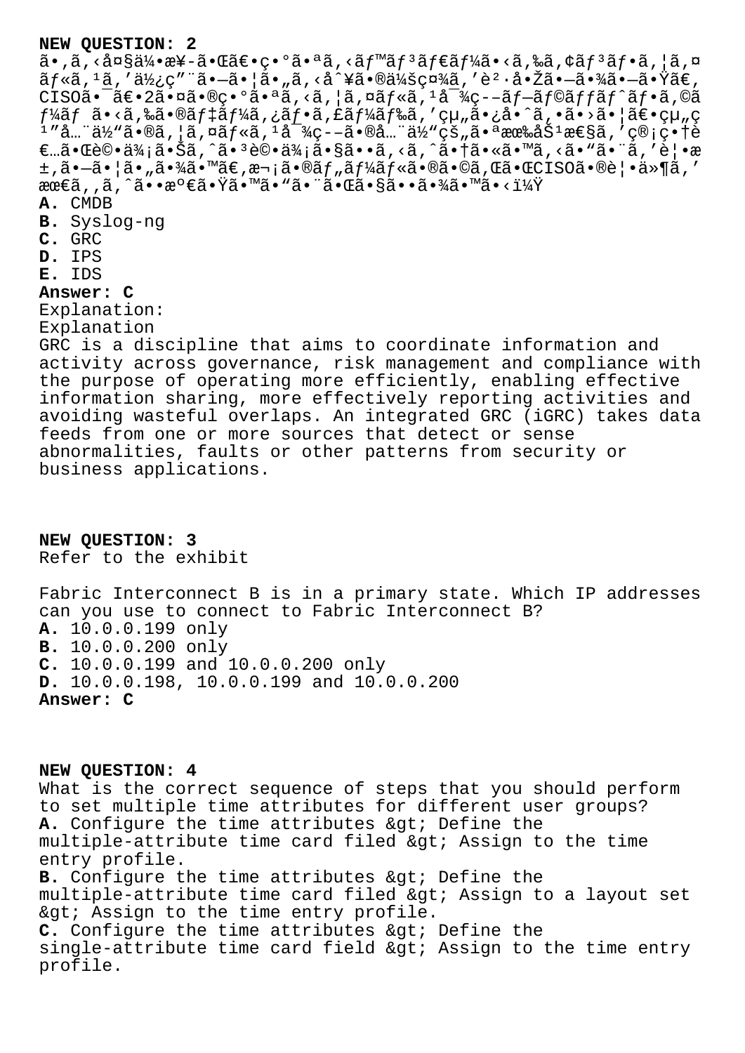**NEW QUESTION: 2**

ã•‚ã‚‹å¤§ä¼•æ¥­ã•Œã€•ç•°ã•ªã‚‹ãƒ™ãƒ³ãƒ€ãƒ¼ã•‹ã‚‰ã‚¢ãƒ³ãƒ•ã‚¦ã‚¤ãƒ«ã‚¹ã''ä½¿ç""¨ã•—ã•¦ã•„ã‚‹å ´å•ˆã•®ä¼šç¤¾ã''è²·å•Žã•—ã•¾ã•—ã•Ÿã€‚CISOã•¯ã€•2ã•¤ã•®ç•°ã•ªã‚‹ã‚¦ã‚¤ãƒ«ã‚¹å¯¾ç­–ãƒ—ãƒ©ãƒƒãƒˆãƒ•ã‚©ãƒ¼ãƒ ã•‹ã‚‰ã•®ãƒ‡ãƒ¼ã‚¿ãƒ•ã‚£ãƒ¼ãƒ‰ã''çµ„ã•¿å•ˆã''ã••ã•›ã•¦ã€•çµ„ç¹""å…¨ä½""ã•®ã‚¦ã‚¤ãƒ«ã‚¹å¯¾ç­–ã•®å…¨ä½""çš„ã•ªæœ‰åŠ¹æ€§ã''ç®¡ç•†è€…ã•Œè©•ä¾¡ã•Šã‚ˆã•³è©•ä¾¡ã•§ã••ã‚‹ã‚ˆã•†ã•«ã•™ã‚‹ã•"ã•¨ã''è¦•æ±‚ã•—ã•¦ã•„ã•¾ã•™ã€‚æ¬¡ã•®ãƒ„ãƒ¼ãƒ«ã•®ã•©ã‚Œã•ŒCISOã•®è¦•ä»¶ã''æº€ã•Ÿã•™ã•"ã•¨ã•Œã•§ã••ã•¾ã•™ã•‹ï¼Ÿ

**A.** CMDB
**B.** Syslog-ng
**C.** GRC
**D.** IPS
**E.** IDS

**Answer: C**

Explanation:
Explanation
GRC is a discipline that aims to coordinate information and activity across governance, risk management and compliance with the purpose of operating more efficiently, enabling effective information sharing, more effectively reporting activities and avoiding wasteful overlaps. An integrated GRC (iGRC) takes data feeds from one or more sources that detect or sense abnormalities, faults or other patterns from security or business applications.

**NEW QUESTION: 3**

Refer to the exhibit

Fabric Interconnect B is in a primary state. Which IP addresses can you use to connect to Fabric Interconnect B?

**A.** 10.0.0.199 only
**B.** 10.0.0.200 only
**C.** 10.0.0.199 and 10.0.0.200 only
**D.** 10.0.0.198, 10.0.0.199 and 10.0.0.200

**Answer: C**

**NEW QUESTION: 4**

What is the correct sequence of steps that you should perform to set multiple time attributes for different user groups?

**A.** Configure the time attributes &gt; Define the multiple-attribute time card filed &gt; Assign to the time entry profile.
**B.** Configure the time attributes &gt; Define the multiple-attribute time card filed &gt; Assign to a layout set &gt; Assign to the time entry profile.
**C.** Configure the time attributes &gt; Define the single-attribute time card field &gt; Assign to the time entry profile.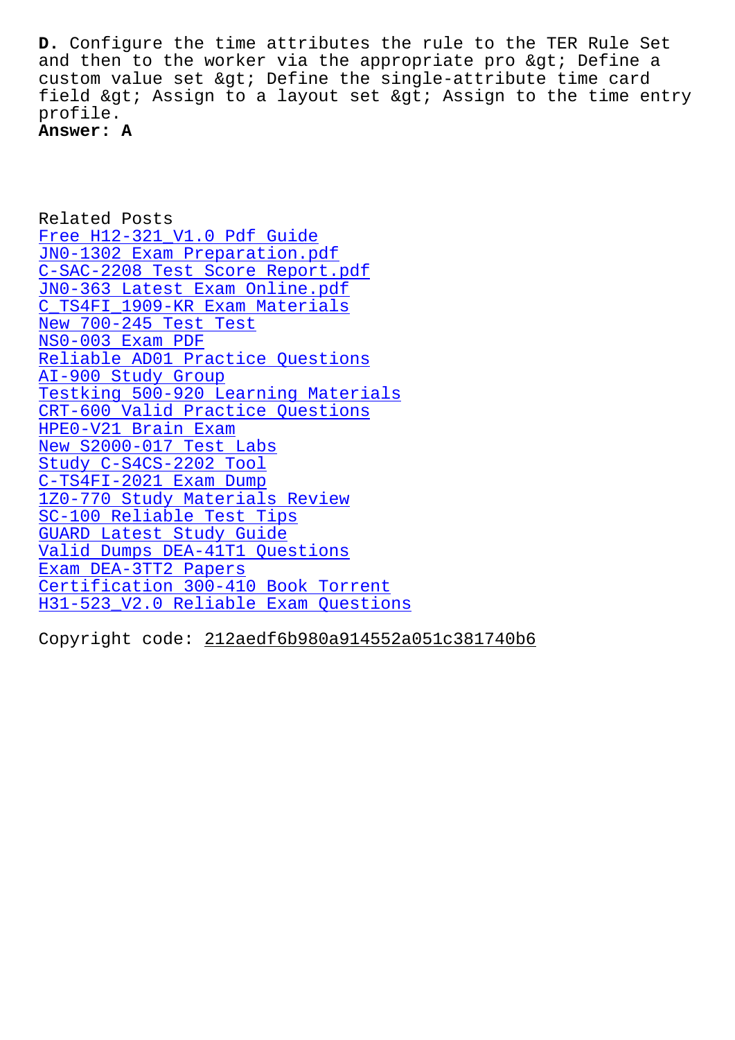**D.** Configure the time attributes the rule to the TER Rule Set and then to the worker via the appropriate pro &gt; Define a custom value set &gt; Define the single-attribute time card field &gt; Assign to a layout set &gt; Assign to the time entry profile.
**Answer: A**

Related Posts
Free H12-321_V1.0 Pdf Guide
JN0-1302 Exam Preparation.pdf
C-SAC-2208 Test Score Report.pdf
JN0-363 Latest Exam Online.pdf
C_TS4FI_1909-KR Exam Materials
New 700-245 Test Test
NS0-003 Exam PDF
Reliable AD01 Practice Questions
AI-900 Study Group
Testking 500-920 Learning Materials
CRT-600 Valid Practice Questions
HPE0-V21 Brain Exam
New S2000-017 Test Labs
Study C-S4CS-2202 Tool
C-TS4FI-2021 Exam Dump
1Z0-770 Study Materials Review
SC-100 Reliable Test Tips
GUARD Latest Study Guide
Valid Dumps DEA-41T1 Questions
Exam DEA-3TT2 Papers
Certification 300-410 Book Torrent
H31-523_V2.0 Reliable Exam Questions

Copyright code: 212aedf6b980a914552a051c381740b6